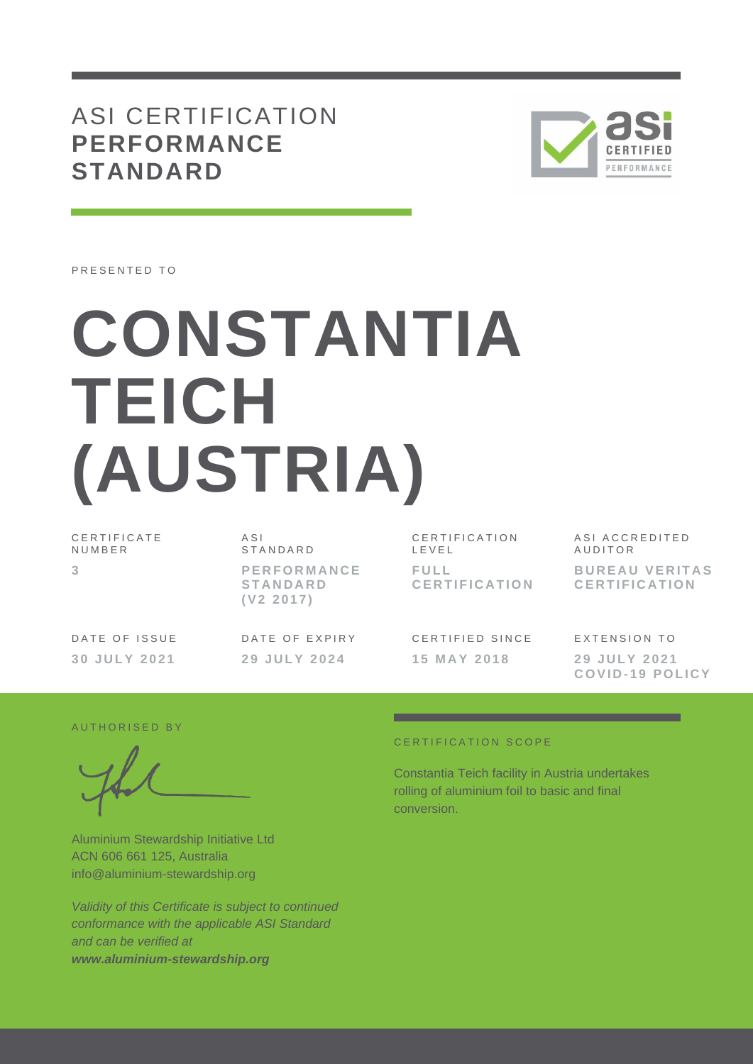# ASI CERTIFICATION **PERFORMANCE STANDARD**

PRESENTED TO

# CONSTANTIA TEICH (AUSTRIA)

| CERTIFICATE NUMBER | ASI STANDARD | CERTIFICATION LEVEL | ASI ACCREDITED AUDITOR |
|---|---|---|---|
| **3** | **PERFORMANCE STANDARD (V2 2017)** | **FULL CERTIFICATION** | **BUREAU VERITAS CERTIFICATION** |

| DATE OF ISSUE | DATE OF EXPIRY | CERTIFIED SINCE | EXTENSION TO |
|---|---|---|---|
| **30 JULY 2021** | **29 JULY 2024** | **15 MAY 2018** | **29 JULY 2021 COVID-19 POLICY** |

AUTHORISED BY

Aluminium Stewardship Initiative Ltd
ACN 606 661 125, Australia
info@aluminium-stewardship.org

*Validity of this Certificate is subject to continued conformance with the applicable ASI Standard and can be verified at* ***www.aluminium-stewardship.org***

CERTIFICATION SCOPE

Constantia Teich facility in Austria undertakes rolling of aluminium foil to basic and final conversion.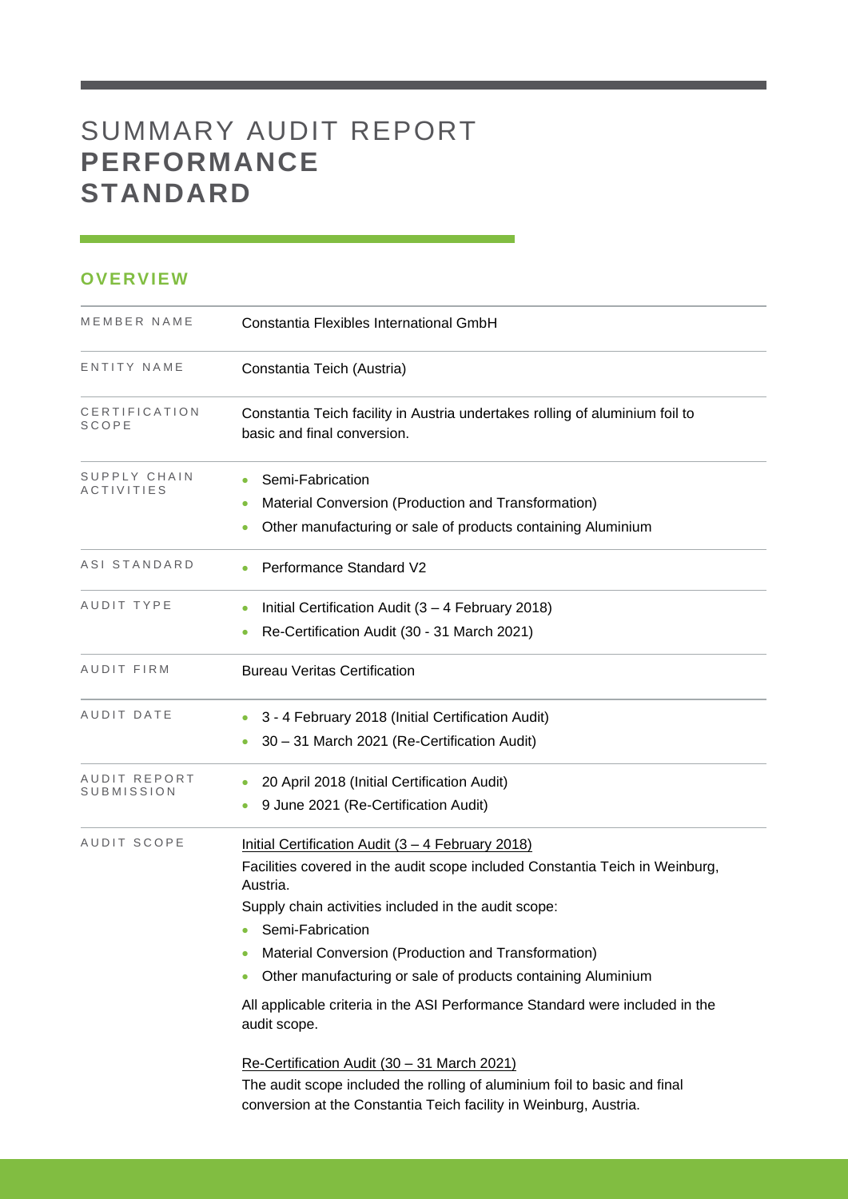# SUMMARY AUDIT REPORT **PERFORMANCE STANDARD**

## OVERVIEW

| | |
|---|---|
| MEMBER NAME | Constantia Flexibles International GmbH |
| ENTITY NAME | Constantia Teich (Austria) |
| CERTIFICATION SCOPE | Constantia Teich facility in Austria undertakes rolling of aluminium foil to basic and final conversion. |
| SUPPLY CHAIN ACTIVITIES | • Semi-Fabrication<br>• Material Conversion (Production and Transformation)<br>• Other manufacturing or sale of products containing Aluminium |
| ASI STANDARD | • Performance Standard V2 |
| AUDIT TYPE | • Initial Certification Audit (3 – 4 February 2018)<br>• Re-Certification Audit (30 - 31 March 2021) |
| AUDIT FIRM | Bureau Veritas Certification |
| AUDIT DATE | • 3 - 4 February 2018 (Initial Certification Audit)<br>• 30 – 31 March 2021 (Re-Certification Audit) |
| AUDIT REPORT SUBMISSION | • 20 April 2018 (Initial Certification Audit)<br>• 9 June 2021 (Re-Certification Audit) |
| AUDIT SCOPE | Initial Certification Audit (3 – 4 February 2018)<br>Facilities covered in the audit scope included Constantia Teich in Weinburg, Austria.<br>Supply chain activities included in the audit scope:<br>• Semi-Fabrication<br>• Material Conversion (Production and Transformation)<br>• Other manufacturing or sale of products containing Aluminium<br>All applicable criteria in the ASI Performance Standard were included in the audit scope.<br><br>Re-Certification Audit (30 – 31 March 2021)<br>The audit scope included the rolling of aluminium foil to basic and final conversion at the Constantia Teich facility in Weinburg, Austria. |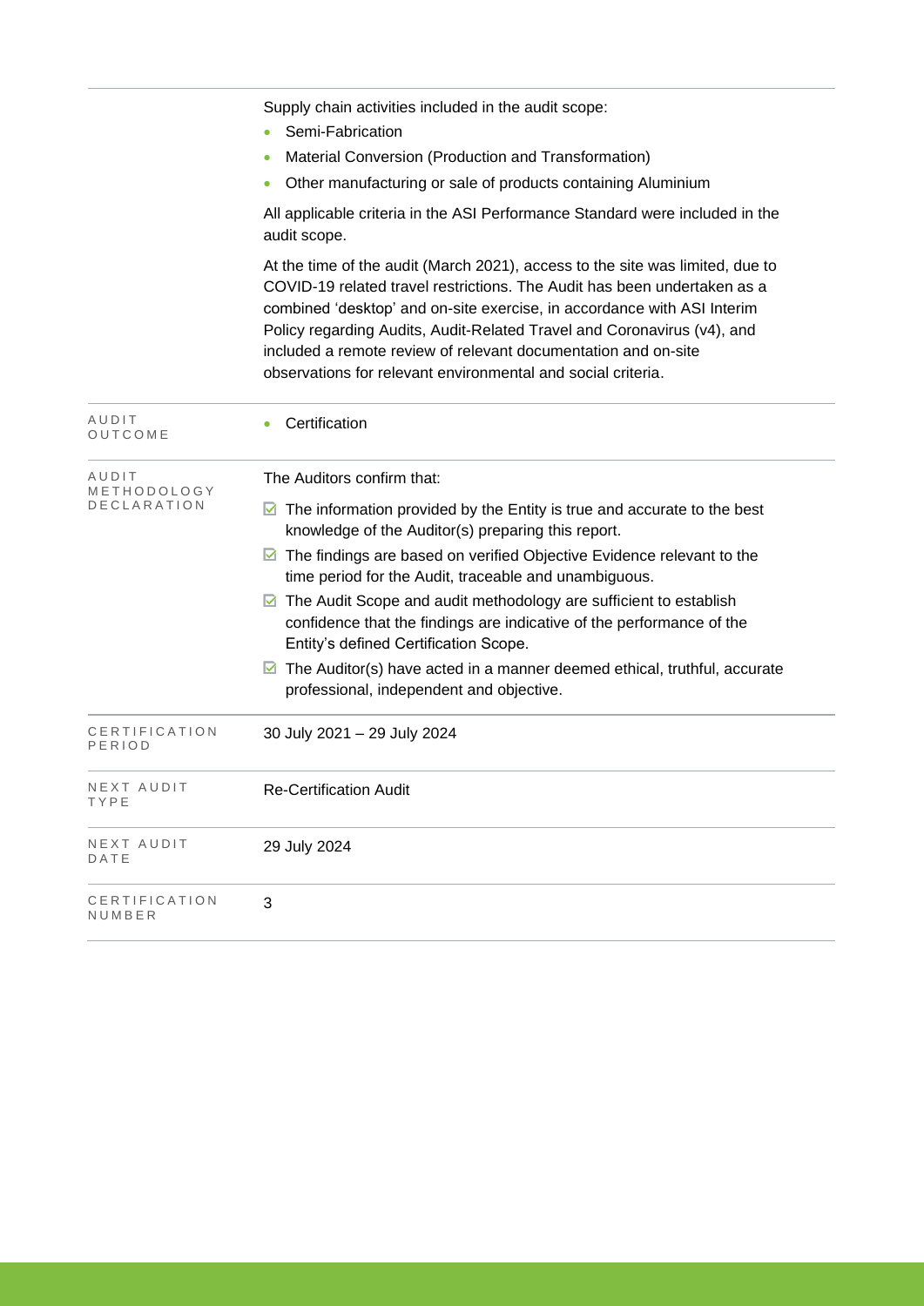| | |
|---|---|
| | Supply chain activities included in the audit scope:<br>• Semi-Fabrication<br>• Material Conversion (Production and Transformation)<br>• Other manufacturing or sale of products containing Aluminium<br><br>All applicable criteria in the ASI Performance Standard were included in the audit scope.<br><br>At the time of the audit (March 2021), access to the site was limited, due to COVID-19 related travel restrictions. The Audit has been undertaken as a combined 'desktop' and on-site exercise, in accordance with ASI Interim Policy regarding Audits, Audit-Related Travel and Coronavirus (v4), and included a remote review of relevant documentation and on-site observations for relevant environmental and social criteria. |
| AUDIT OUTCOME | • Certification |
| AUDIT METHODOLOGY DECLARATION | The Auditors confirm that:<br>☑ The information provided by the Entity is true and accurate to the best knowledge of the Auditor(s) preparing this report.<br>☑ The findings are based on verified Objective Evidence relevant to the time period for the Audit, traceable and unambiguous.<br>☑ The Audit Scope and audit methodology are sufficient to establish confidence that the findings are indicative of the performance of the Entity's defined Certification Scope.<br>☑ The Auditor(s) have acted in a manner deemed ethical, truthful, accurate professional, independent and objective. |
| CERTIFICATION PERIOD | 30 July 2021 – 29 July 2024 |
| NEXT AUDIT TYPE | Re-Certification Audit |
| NEXT AUDIT DATE | 29 July 2024 |
| CERTIFICATION NUMBER | 3 |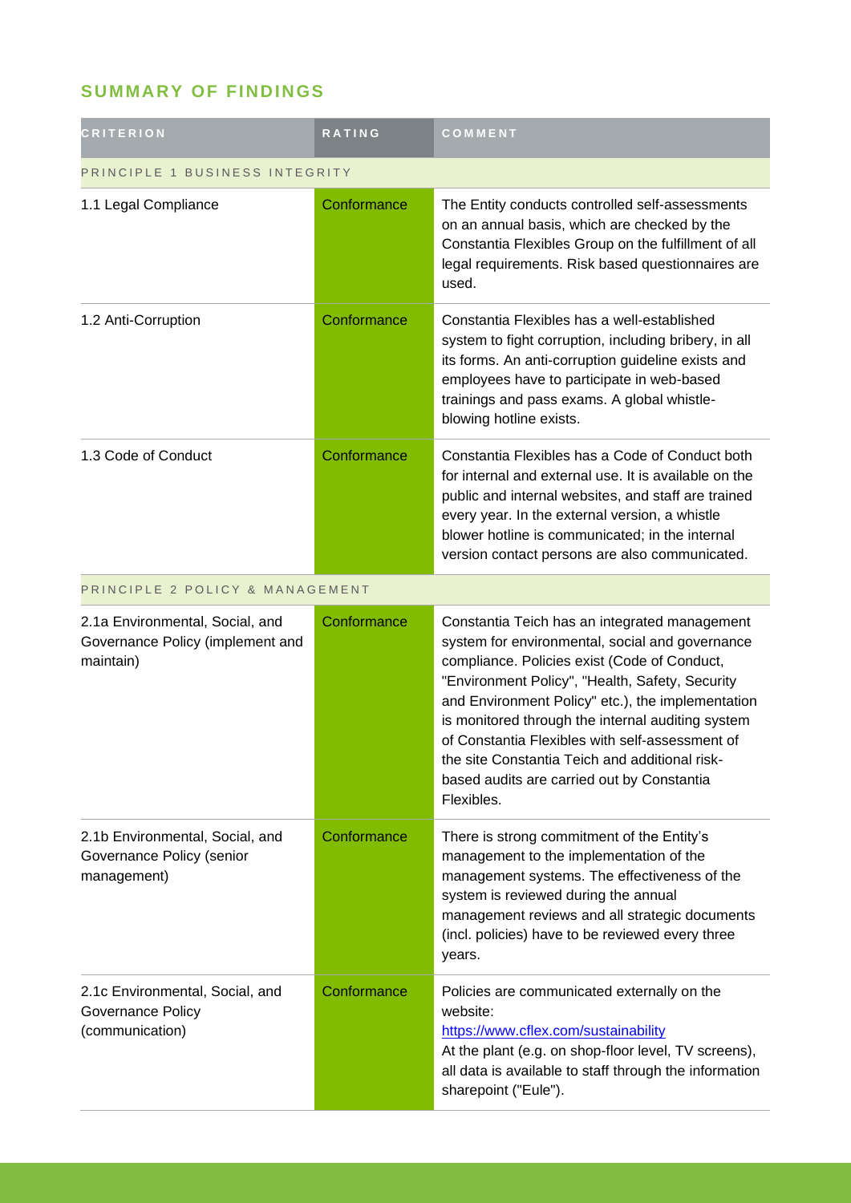## SUMMARY OF FINDINGS

| CRITERION | RATING | COMMENT |
|---|---|---|
| PRINCIPLE 1 BUSINESS INTEGRITY | | |
| 1.1 Legal Compliance | Conformance | The Entity conducts controlled self-assessments on an annual basis, which are checked by the Constantia Flexibles Group on the fulfillment of all legal requirements. Risk based questionnaires are used. |
| 1.2 Anti-Corruption | Conformance | Constantia Flexibles has a well-established system to fight corruption, including bribery, in all its forms. An anti-corruption guideline exists and employees have to participate in web-based trainings and pass exams. A global whistle-blowing hotline exists. |
| 1.3 Code of Conduct | Conformance | Constantia Flexibles has a Code of Conduct both for internal and external use. It is available on the public and internal websites, and staff are trained every year. In the external version, a whistle blower hotline is communicated; in the internal version contact persons are also communicated. |
| PRINCIPLE 2 POLICY & MANAGEMENT | | |
| 2.1a Environmental, Social, and Governance Policy (implement and maintain) | Conformance | Constantia Teich has an integrated management system for environmental, social and governance compliance. Policies exist (Code of Conduct, "Environment Policy", "Health, Safety, Security and Environment Policy" etc.), the implementation is monitored through the internal auditing system of Constantia Flexibles with self-assessment of the site Constantia Teich and additional risk-based audits are carried out by Constantia Flexibles. |
| 2.1b Environmental, Social, and Governance Policy (senior management) | Conformance | There is strong commitment of the Entity's management to the implementation of the management systems. The effectiveness of the system is reviewed during the annual management reviews and all strategic documents (incl. policies) have to be reviewed every three years. |
| 2.1c Environmental, Social, and Governance Policy (communication) | Conformance | Policies are communicated externally on the website: [https://www.cflex.com/sustainability](https://www.cflex.com/sustainability) At the plant (e.g. on shop-floor level, TV screens), all data is available to staff through the information sharepoint ("Eule"). |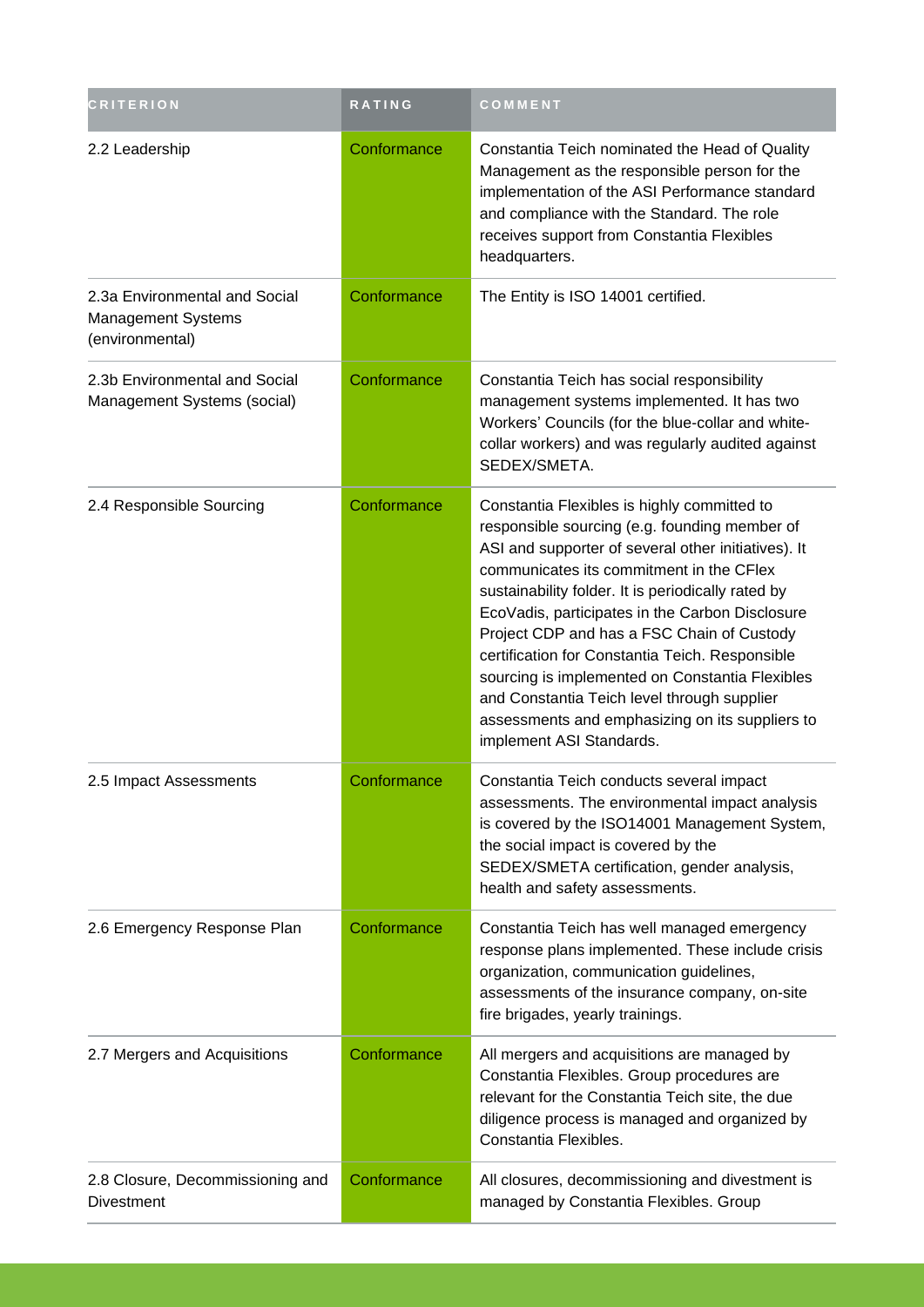| CRITERION | RATING | COMMENT |
| --- | --- | --- |
| 2.2 Leadership | Conformance | Constantia Teich nominated the Head of Quality Management as the responsible person for the implementation of the ASI Performance standard and compliance with the Standard. The role receives support from Constantia Flexibles headquarters. |
| 2.3a Environmental and Social Management Systems (environmental) | Conformance | The Entity is ISO 14001 certified. |
| 2.3b Environmental and Social Management Systems (social) | Conformance | Constantia Teich has social responsibility management systems implemented. It has two Workers' Councils (for the blue-collar and white-collar workers) and was reguarly audited against SEDEX/SMETA. |
| 2.4 Responsible Sourcing | Conformance | Constantia Flexibles is highly committed to responsible sourcing (e.g. founding member of ASI and supporter of several other initiatives). It communicates its commitment in the CFlex sustainability folder. It is periodically rated by EcoVadis, participates in the Carbon Disclosure Project CDP and has a FSC Chain of Custody certification for Constantia Teich. Responsible sourcing is implemented on Constantia Flexibles and Constantia Teich level through supplier assessments and emphasizing on its suppliers to implement ASI Standards. |
| 2.5 Impact Assessments | Conformance | Constantia Teich conducts several impact assessments. The environmental impact analysis is covered by the ISO14001 Management System, the social impact is covered by the SEDEX/SMETA certification, gender analysis, health and safety assessments. |
| 2.6 Emergency Response Plan | Conformance | Constantia Teich has well managed emergency response plans implemented. These include crisis organization, communication guidelines, assessments of the insurance company, on-site fire brigades, yearly trainings. |
| 2.7 Mergers and Acquisitions | Conformance | All mergers and acquisitions are managed by Constantia Flexibles. Group procedures are relevant for the Constantia Teich site, the due diligence process is managed and organized by Constantia Flexibles. |
| 2.8 Closure, Decommissioning and Divestment | Conformance | All closures, decommissioning and divestment is managed by Constantia Flexibles. Group |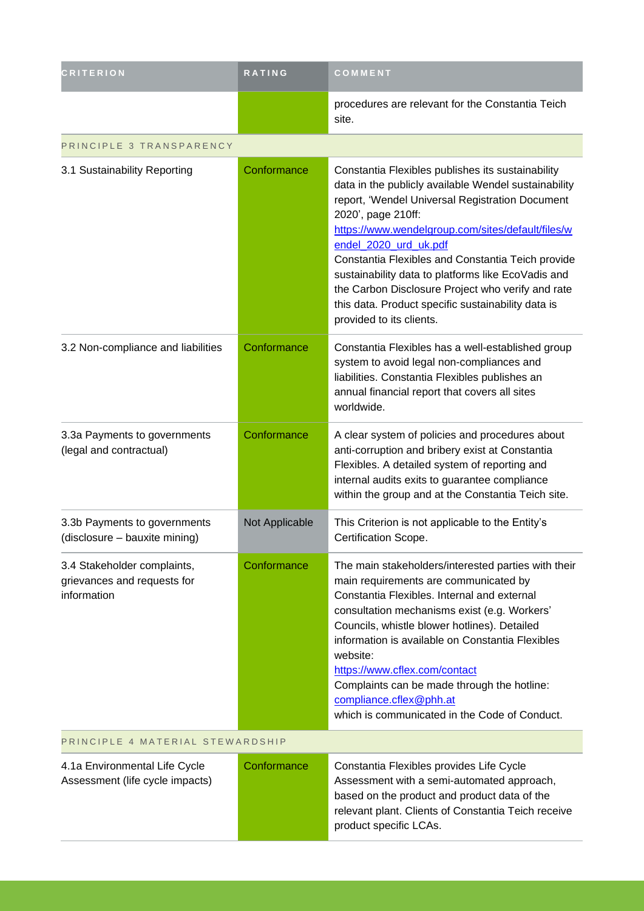| CRITERION | RATING | COMMENT |
| --- | --- | --- |
| | | procedures are relevant for the Constantia Teich site. |
| PRINCIPLE 3 TRANSPARENCY | | |
| 3.1 Sustainability Reporting | Conformance | Constantia Flexibles publishes its sustainability data in the publicly available Wendel sustainability report, 'Wendel Universal Registration Document 2020', page 210ff: https://www.wendelgroup.com/sites/default/files/wendel_2020_urd_uk.pdf Constantia Flexibles and Constantia Teich provide sustainability data to platforms like EcoVadis and the Carbon Disclosure Project who verify and rate this data. Product specific sustainability data is provided to its clients. |
| 3.2 Non-compliance and liabilities | Conformance | Constantia Flexibles has a well-established group system to avoid legal non-compliances and liabilities. Constantia Flexibles publishes an annual financial report that covers all sites worldwide. |
| 3.3a Payments to governments (legal and contractual) | Conformance | A clear system of policies and procedures about anti-corruption and bribery exist at Constantia Flexibles. A detailed system of reporting and internal audits exits to guarantee compliance within the group and at the Constantia Teich site. |
| 3.3b Payments to governments (disclosure – bauxite mining) | Not Applicable | This Criterion is not applicable to the Entity's Certification Scope. |
| 3.4 Stakeholder complaints, grievances and requests for information | Conformance | The main stakeholders/interested parties with their main requirements are communicated by Constantia Flexibles. Internal and external consultation mechanisms exist (e.g. Workers' Councils, whistle blower hotlines). Detailed information is available on Constantia Flexibles website: https://www.cflex.com/contact Complaints can be made through the hotline: compliance.cflex@phh.at which is communicated in the Code of Conduct. |
| PRINCIPLE 4 MATERIAL STEWARDSHIP | | |
| 4.1a Environmental Life Cycle Assessment (life cycle impacts) | Conformance | Constantia Flexibles provides Life Cycle Assessment with a semi-automated approach, based on the product and product data of the relevant plant. Clients of Constantia Teich receive product specific LCAs. |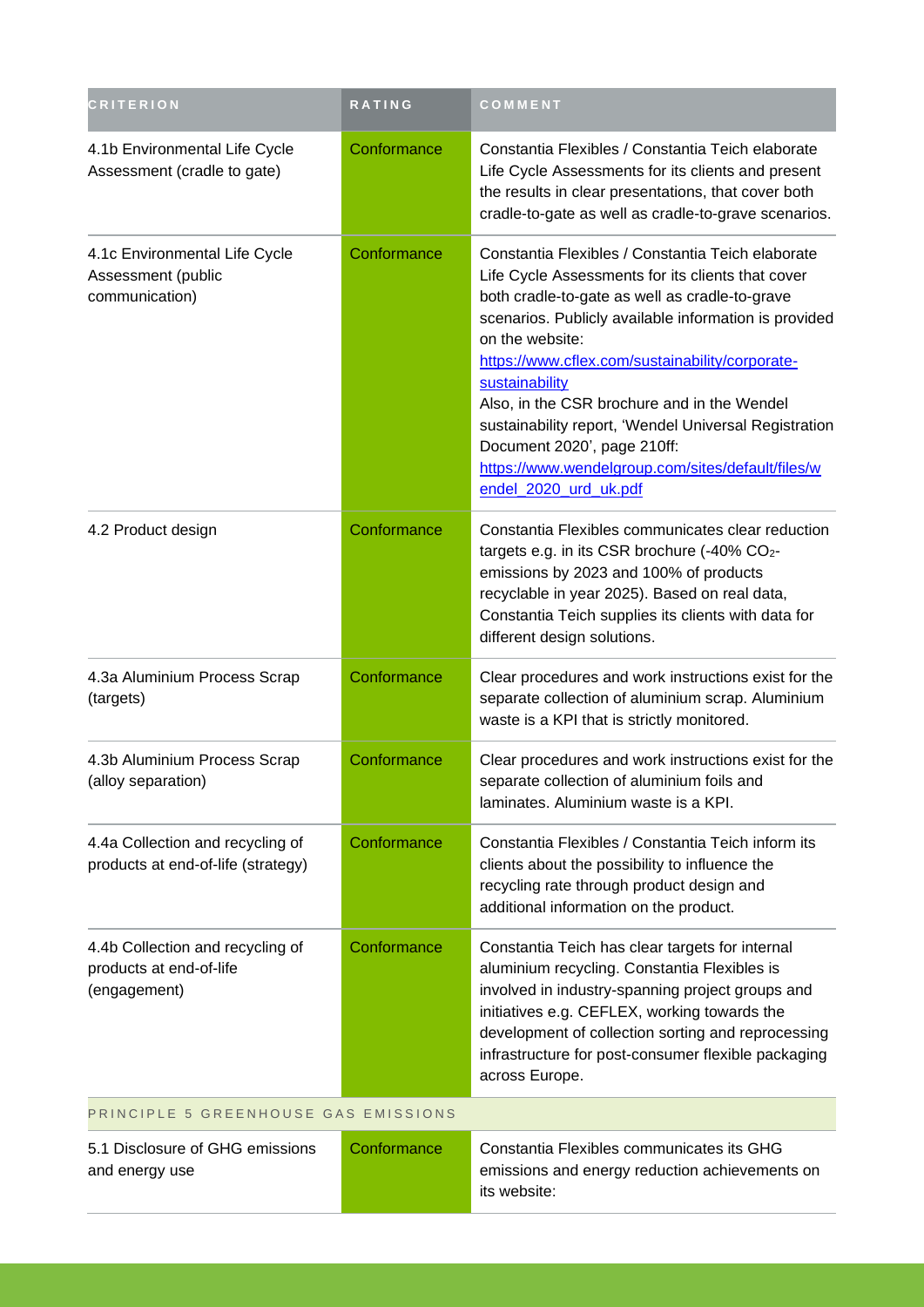| CRITERION | RATING | COMMENT |
|---|---|---|
| 4.1b Environmental Life Cycle Assessment (cradle to gate) | Conformance | Constantia Flexibles / Constantia Teich elaborate Life Cycle Assessments for its clients and present the results in clear presentations, that cover both cradle-to-gate as well as cradle-to-grave scenarios. |
| 4.1c Environmental Life Cycle Assessment (public communication) | Conformance | Constantia Flexibles / Constantia Teich elaborate Life Cycle Assessments for its clients that cover both cradle-to-gate as well as cradle-to-grave scenarios. Publicly available information is provided on the website: [https://www.cflex.com/sustainability/corporate-sustainability](https://www.cflex.com/sustainability/corporate-sustainability) Also, in the CSR brochure and in the Wendel sustainability report, 'Wendel Universal Registration Document 2020', page 210ff: [https://www.wendelgroup.com/sites/default/files/wendel_2020_urd_uk.pdf](https://www.wendelgroup.com/sites/default/files/wendel_2020_urd_uk.pdf) |
| 4.2 Product design | Conformance | Constantia Flexibles communicates clear reduction targets e.g. in its CSR brochure (-40% $CO_2$-emissions by 2023 and 100% of products recyclable in year 2025). Based on real data, Constantia Teich supplies its clients with data for different design solutions. |
| 4.3a Aluminium Process Scrap (targets) | Conformance | Clear procedures and work instructions exist for the separate collection of aluminium scrap. Aluminium waste is a KPI that is strictly monitored. |
| 4.3b Aluminium Process Scrap (alloy separation) | Conformance | Clear procedures and work instructions exist for the separate collection of aluminium foils and laminates. Aluminium waste is a KPI. |
| 4.4a Collection and recycling of products at end-of-life (strategy) | Conformance | Constantia Flexibles / Constantia Teich inform its clients about the possibility to influence the recycling rate through product design and additional information on the product. |
| 4.4b Collection and recycling of products at end-of-life (engagement) | Conformance | Constantia Teich has clear targets for internal aluminium recycling. Constantia Flexibles is involved in industry-spanning project groups and initiatives e.g. CEFLEX, working towards the development of collection sorting and reprocessing infrastructure for post-consumer flexible packaging across Europe. |
| PRINCIPLE 5 GREENHOUSE GAS EMISSIONS | | |
| 5.1 Disclosure of GHG emissions and energy use | Conformance | Constantia Flexibles communicates its GHG emissions and energy reduction achievements on its website: |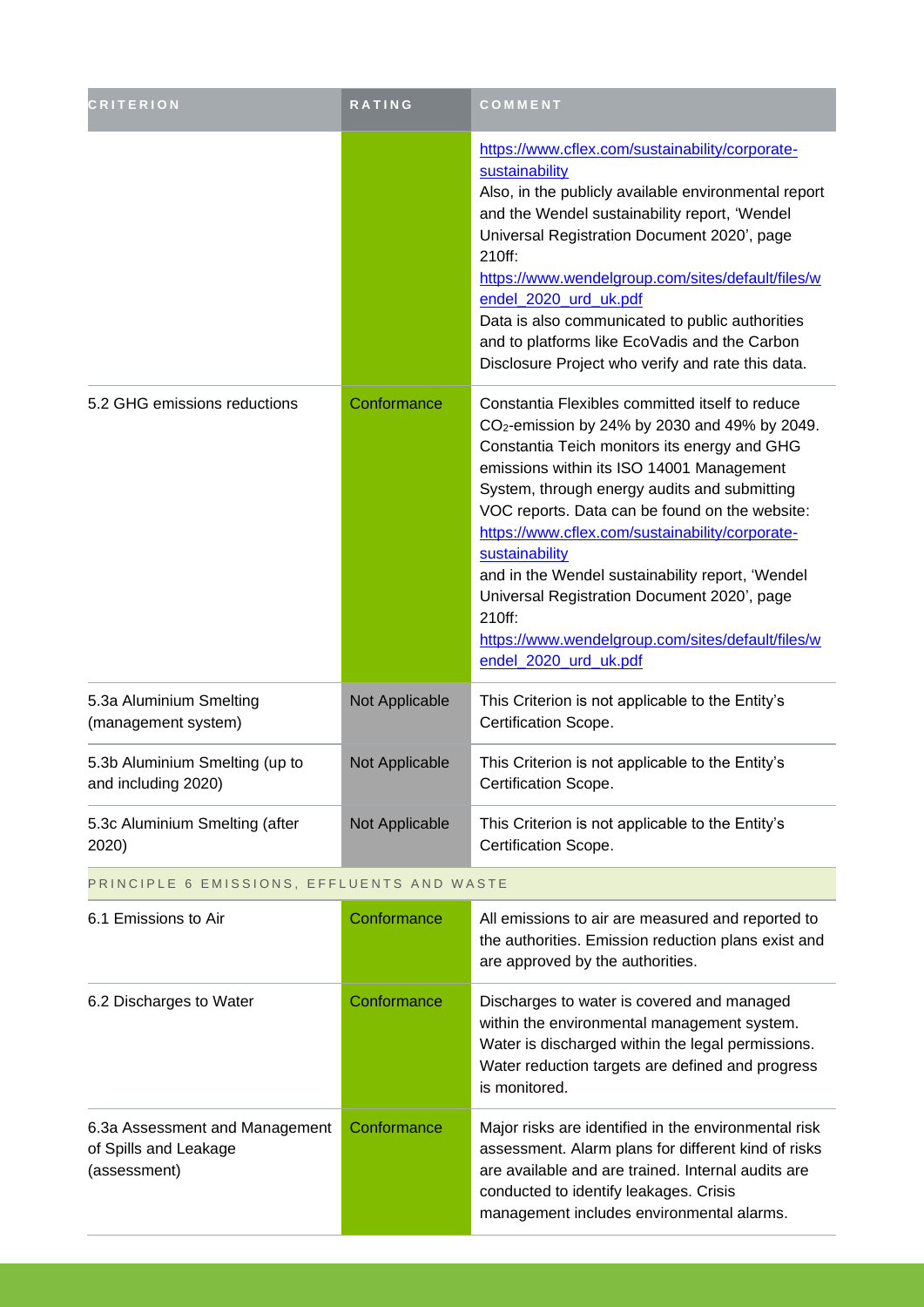| CRITERION | RATING | COMMENT |
|---|---|---|
| | | https://www.cflex.com/sustainability/corporate-sustainability<br>Also, in the publicly available environmental report and the Wendel sustainability report, 'Wendel Universal Registration Document 2020', page 210ff:<br>https://www.wendelgroup.com/sites/default/files/wendel_2020_urd_uk.pdf<br>Data is also communicated to public authorities and to platforms like EcoVadis and the Carbon Disclosure Project who verify and rate this data. |
| 5.2 GHG emissions reductions | Conformance | Constantia Flexibles committed itself to reduce $CO_2$-emission by 24% by 2030 and 49% by 2049. Constantia Teich monitors its energy and GHG emissions within its ISO 14001 Management System, through energy audits and submitting VOC reports. Data can be found on the website:<br>https://www.cflex.com/sustainability/corporate-sustainability<br>and in the Wendel sustainability report, 'Wendel Universal Registration Document 2020', page 210ff:<br>https://www.wendelgroup.com/sites/default/files/wendel_2020_urd_uk.pdf |
| 5.3a Aluminium Smelting (management system) | Not Applicable | This Criterion is not applicable to the Entity's Certification Scope. |
| 5.3b Aluminium Smelting (up to and including 2020) | Not Applicable | This Criterion is not applicable to the Entity's Certification Scope. |
| 5.3c Aluminium Smelting (after 2020) | Not Applicable | This Criterion is not applicable to the Entity's Certification Scope. |
| **PRINCIPLE 6 EMISSIONS, EFFLUENTS AND WASTE** | | |
| 6.1 Emissions to Air | Conformance | All emissions to air are measured and reported to the authorities. Emission reduction plans exist and are approved by the authorities. |
| 6.2 Discharges to Water | Conformance | Discharges to water is covered and managed within the environmental management system. Water is discharged within the legal permissions. Water reduction targets are defined and progress is monitored. |
| 6.3a Assessment and Management of Spills and Leakage (assessment) | Conformance | Major risks are identified in the environmental risk assessment. Alarm plans for different kind of risks are available and are trained. Internal audits are conducted to identify leakages. Crisis management includes environmental alarms. |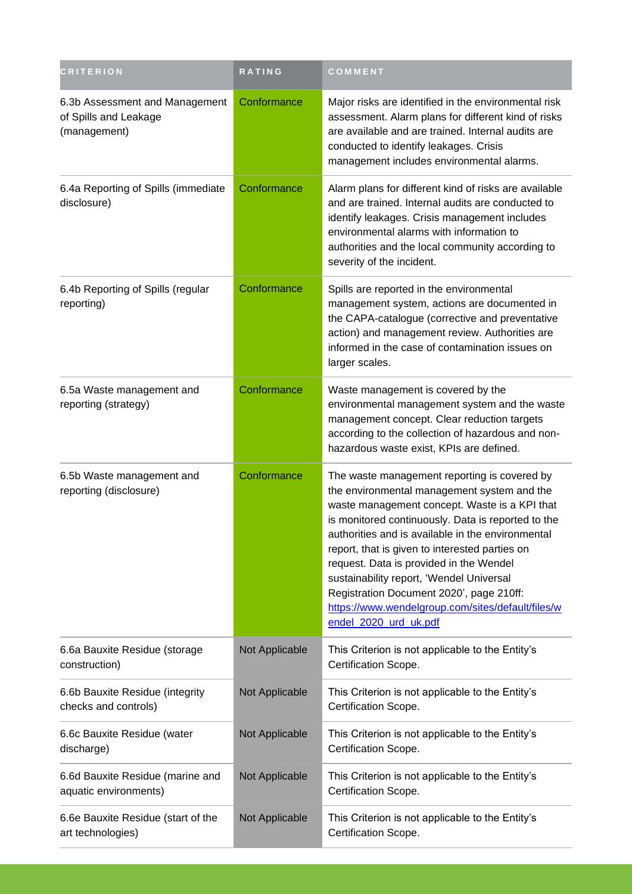| CRITERION | RATING | COMMENT |
| --- | --- | --- |
| 6.3b Assessment and Management of Spills and Leakage (management) | Conformance | Major risks are identified in the environmental risk assessment. Alarm plans for different kind of risks are available and are trained. Internal audits are conducted to identify leakages. Crisis management includes environmental alarms. |
| 6.4a Reporting of Spills (immediate disclosure) | Conformance | Alarm plans for different kind of risks are available and are trained. Internal audits are conducted to identify leakages. Crisis management includes environmental alarms with information to authorities and the local community according to severity of the incident. |
| 6.4b Reporting of Spills (regular reporting) | Conformance | Spills are reported in the environmental management system, actions are documented in the CAPA-catalogue (corrective and preventative action) and management review. Authorities are informed in the case of contamination issues on larger scales. |
| 6.5a Waste management and reporting (strategy) | Conformance | Waste management is covered by the environmental management system and the waste management concept. Clear reduction targets according to the collection of hazardous and non-hazardous waste exist, KPIs are defined. |
| 6.5b Waste management and reporting (disclosure) | Conformance | The waste management reporting is covered by the environmental management system and the waste management concept. Waste is a KPI that is monitored continuously. Data is reported to the authorities and is available in the environmental report, that is given to interested parties on request. Data is provided in the Wendel sustainability report, 'Wendel Universal Registration Document 2020', page 210ff: [https://www.wendelgroup.com/sites/default/files/wendel_2020_urd_uk.pdf](https://www.wendelgroup.com/sites/default/files/wendel_2020_urd_uk.pdf) |
| 6.6a Bauxite Residue (storage construction) | Not Applicable | This Criterion is not applicable to the Entity's Certification Scope. |
| 6.6b Bauxite Residue (integrity checks and controls) | Not Applicable | This Criterion is not applicable to the Entity's Certification Scope. |
| 6.6c Bauxite Residue (water discharge) | Not Applicable | This Criterion is not applicable to the Entity's Certification Scope. |
| 6.6d Bauxite Residue (marine and aquatic environments) | Not Applicable | This Criterion is not applicable to the Entity's Certification Scope. |
| 6.6e Bauxite Residue (start of the art technologies) | Not Applicable | This Criterion is not applicable to the Entity's Certification Scope. |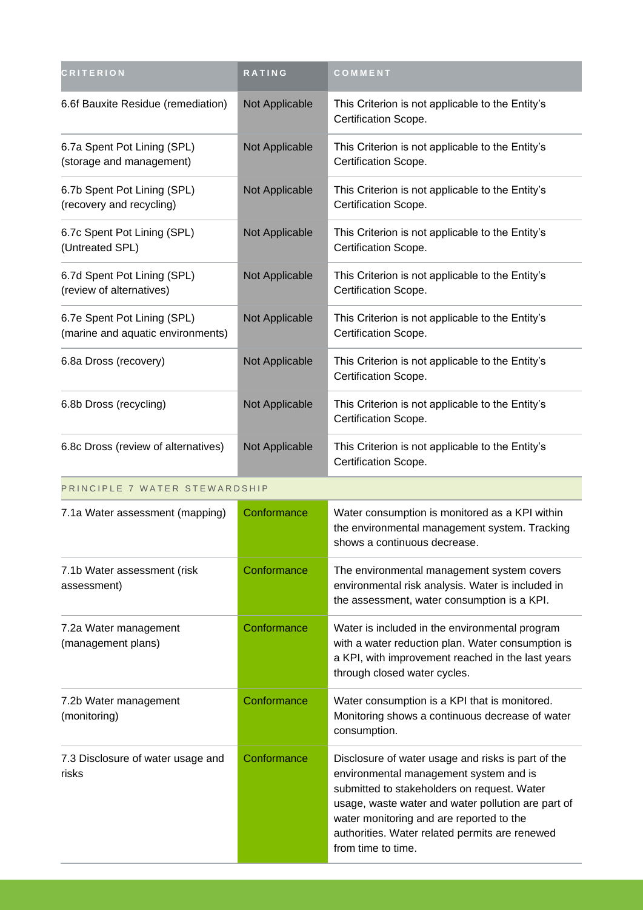| CRITERION | RATING | COMMENT |
| --- | --- | --- |
| 6.6f Bauxite Residue (remediation) | Not Applicable | This Criterion is not applicable to the Entity's Certification Scope. |
| 6.7a Spent Pot Lining (SPL) (storage and management) | Not Applicable | This Criterion is not applicable to the Entity's Certification Scope. |
| 6.7b Spent Pot Lining (SPL) (recovery and recycling) | Not Applicable | This Criterion is not applicable to the Entity's Certification Scope. |
| 6.7c Spent Pot Lining (SPL) (Untreated SPL) | Not Applicable | This Criterion is not applicable to the Entity's Certification Scope. |
| 6.7d Spent Pot Lining (SPL) (review of alternatives) | Not Applicable | This Criterion is not applicable to the Entity's Certification Scope. |
| 6.7e Spent Pot Lining (SPL) (marine and aquatic environments) | Not Applicable | This Criterion is not applicable to the Entity's Certification Scope. |
| 6.8a Dross (recovery) | Not Applicable | This Criterion is not applicable to the Entity's Certification Scope. |
| 6.8b Dross (recycling) | Not Applicable | This Criterion is not applicable to the Entity's Certification Scope. |
| 6.8c Dross (review of alternatives) | Not Applicable | This Criterion is not applicable to the Entity's Certification Scope. |
| PRINCIPLE 7 WATER STEWARDSHIP | | |
| 7.1a Water assessment (mapping) | Conformance | Water consumption is monitored as a KPI within the environmental management system. Tracking shows a continuous decrease. |
| 7.1b Water assessment (risk assessment) | Conformance | The environmental management system covers environmental risk analysis. Water is included in the assessment, water consumption is a KPI. |
| 7.2a Water management (management plans) | Conformance | Water is included in the environmental program with a water reduction plan. Water consumption is a KPI, with improvement reached in the last years through closed water cycles. |
| 7.2b Water management (monitoring) | Conformance | Water consumption is a KPI that is monitored. Monitoring shows a continuous decrease of water consumption. |
| 7.3 Disclosure of water usage and risks | Conformance | Disclosure of water usage and risks is part of the environmental management system and is submitted to stakeholders on request. Water usage, waste water and water pollution are part of water monitoring and are reported to the authorities. Water related permits are renewed from time to time. |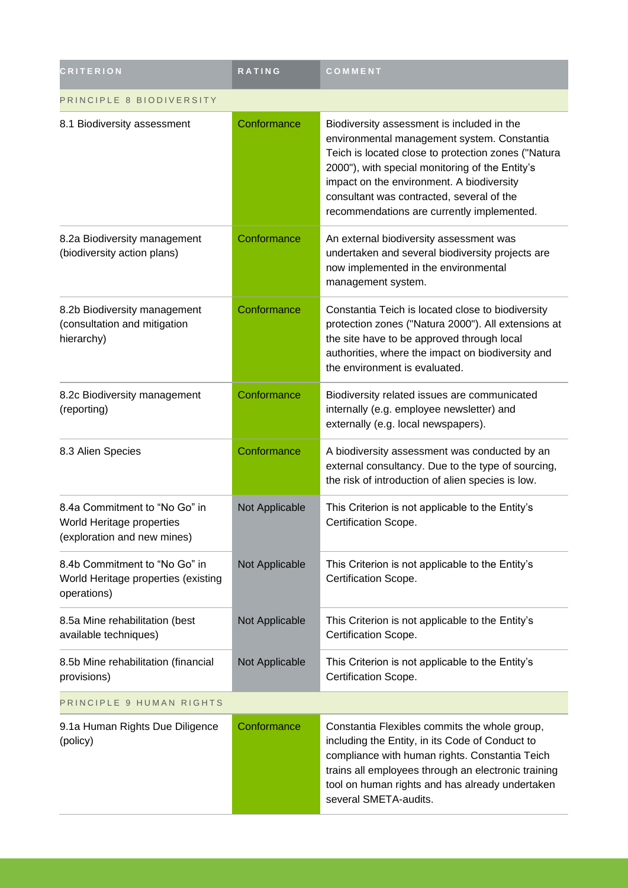| CRITERION | RATING | COMMENT |
| --- | --- | --- |
| PRINCIPLE 8 BIODIVERSITY | | |
| 8.1 Biodiversity assessment | Conformance | Biodiversity assessment is included in the environmental management system. Constantia Teich is located close to protection zones ("Natura 2000"), with special monitoring of the Entity's impact on the environment. A biodiversity consultant was contracted, several of the recommendations are currently implemented. |
| 8.2a Biodiversity management (biodiversity action plans) | Conformance | An external biodiversity assessment was undertaken and several biodiversity projects are now implemented in the environmental management system. |
| 8.2b Biodiversity management (consultation and mitigation hierarchy) | Conformance | Constantia Teich is located close to biodiversity protection zones ("Natura 2000"). All extensions at the site have to be approved through local authorities, where the impact on biodiversity and the environment is evaluated. |
| 8.2c Biodiversity management (reporting) | Conformance | Biodiversity related issues are communicated internally (e.g. employee newsletter) and externally (e.g. local newspapers). |
| 8.3 Alien Species | Conformance | A biodiversity assessment was conducted by an external consultancy. Due to the type of sourcing, the risk of introduction of alien species is low. |
| 8.4a Commitment to "No Go" in World Heritage properties (exploration and new mines) | Not Applicable | This Criterion is not applicable to the Entity's Certification Scope. |
| 8.4b Commitment to "No Go" in World Heritage properties (existing operations) | Not Applicable | This Criterion is not applicable to the Entity's Certification Scope. |
| 8.5a Mine rehabilitation (best available techniques) | Not Applicable | This Criterion is not applicable to the Entity's Certification Scope. |
| 8.5b Mine rehabilitation (financial provisions) | Not Applicable | This Criterion is not applicable to the Entity's Certification Scope. |
| PRINCIPLE 9 HUMAN RIGHTS | | |
| 9.1a Human Rights Due Diligence (policy) | Conformance | Constantia Flexibles commits the whole group, including the Entity, in its Code of Conduct to compliance with human rights. Constantia Teich trains all employees through an electronic training tool on human rights and has already undertaken several SMETA-audits. |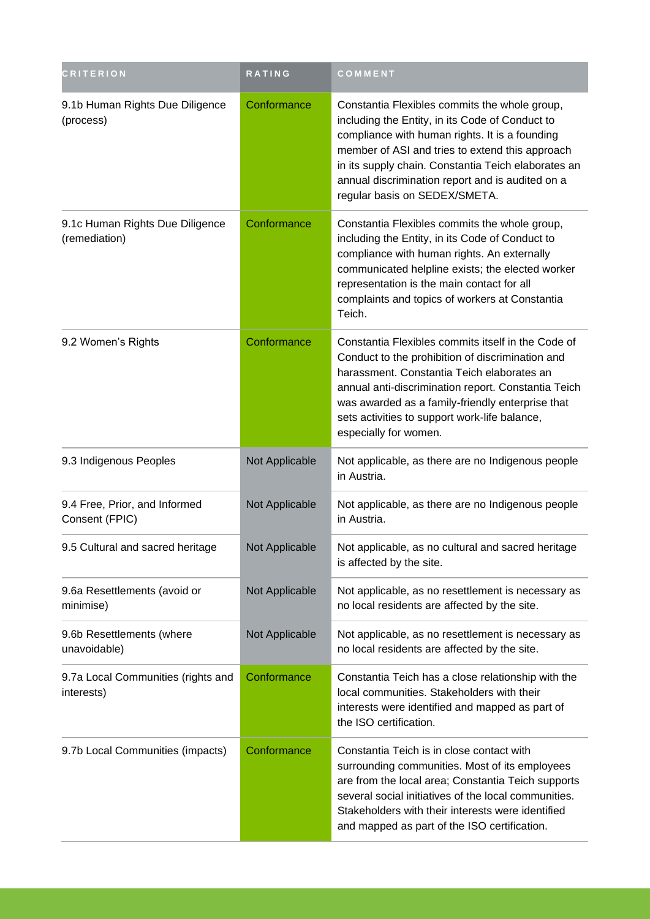| CRITERION | RATING | COMMENT |
| --- | --- | --- |
| 9.1b Human Rights Due Diligence (process) | Conformance | Constantia Flexibles commits the whole group, including the Entity, in its Code of Conduct to compliance with human rights. It is a founding member of ASI and tries to extend this approach in its supply chain. Constantia Teich elaborates an annual discrimination report and is audited on a regular basis on SEDEX/SMETA. |
| 9.1c Human Rights Due Diligence (remediation) | Conformance | Constantia Flexibles commits the whole group, including the Entity, in its Code of Conduct to compliance with human rights. An externally communicated helpline exists; the elected worker representation is the main contact for all complaints and topics of workers at Constantia Teich. |
| 9.2 Women's Rights | Conformance | Constantia Flexibles commits itself in the Code of Conduct to the prohibition of discrimination and harassment. Constantia Teich elaborates an annual anti-discrimination report. Constantia Teich was awarded as a family-friendly enterprise that sets activities to support work-life balance, especially for women. |
| 9.3 Indigenous Peoples | Not Applicable | Not applicable, as there are no Indigenous people in Austria. |
| 9.4 Free, Prior, and Informed Consent (FPIC) | Not Applicable | Not applicable, as there are no Indigenous people in Austria. |
| 9.5 Cultural and sacred heritage | Not Applicable | Not applicable, as no cultural and sacred heritage is affected by the site. |
| 9.6a Resettlements (avoid or minimise) | Not Applicable | Not applicable, as no resettlement is necessary as no local residents are affected by the site. |
| 9.6b Resettlements (where unavoidable) | Not Applicable | Not applicable, as no resettlement is necessary as no local residents are affected by the site. |
| 9.7a Local Communities (rights and interests) | Conformance | Constantia Teich has a close relationship with the local communities. Stakeholders with their interests were identified and mapped as part of the ISO certification. |
| 9.7b Local Communities (impacts) | Conformance | Constantia Teich is in close contact with surrounding communities. Most of its employees are from the local area; Constantia Teich supports several social initiatives of the local communities. Stakeholders with their interests were identified and mapped as part of the ISO certification. |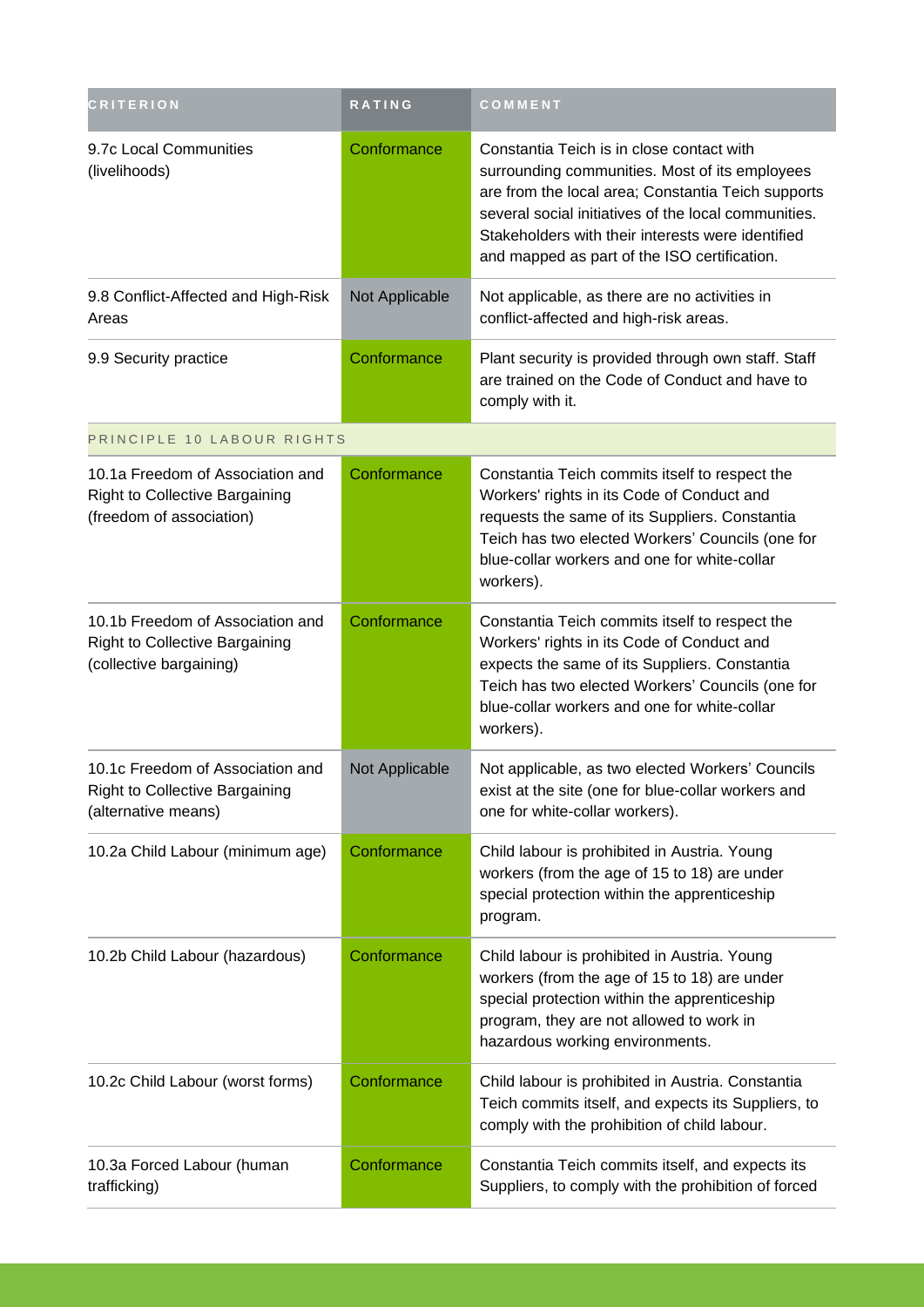| CRITERION | RATING | COMMENT |
| --- | --- | --- |
| 9.7c Local Communities (livelihoods) | Conformance | Constantia Teich is in close contact with surrounding communities. Most of its employees are from the local area; Constantia Teich supports several social initiatives of the local communities. Stakeholders with their interests were identified and mapped as part of the ISO certification. |
| 9.8 Conflict-Affected and High-Risk Areas | Not Applicable | Not applicable, as there are no activities in conflict-affected and high-risk areas. |
| 9.9 Security practice | Conformance | Plant security is provided through own staff. Staff are trained on the Code of Conduct and have to comply with it. |
| PRINCIPLE 10 LABOUR RIGHTS | | |
| 10.1a Freedom of Association and Right to Collective Bargaining (freedom of association) | Conformance | Constantia Teich commits itself to respect the Workers' rights in its Code of Conduct and requests the same of its Suppliers. Constantia Teich has two elected Workers' Councils (one for blue-collar workers and one for white-collar workers). |
| 10.1b Freedom of Association and Right to Collective Bargaining (collective bargaining) | Conformance | Constantia Teich commits itself to respect the Workers' rights in its Code of Conduct and expects the same of its Suppliers. Constantia Teich has two elected Workers' Councils (one for blue-collar workers and one for white-collar workers). |
| 10.1c Freedom of Association and Right to Collective Bargaining (alternative means) | Not Applicable | Not applicable, as two elected Workers' Councils exist at the site (one for blue-collar workers and one for white-collar workers). |
| 10.2a Child Labour (minimum age) | Conformance | Child labour is prohibited in Austria. Young workers (from the age of 15 to 18) are under special protection within the apprenticeship program. |
| 10.2b Child Labour (hazardous) | Conformance | Child labour is prohibited in Austria. Young workers (from the age of 15 to 18) are under special protection within the apprenticeship program, they are not allowed to work in hazardous working environments. |
| 10.2c Child Labour (worst forms) | Conformance | Child labour is prohibited in Austria. Constantia Teich commits itself, and expects its Suppliers, to comply with the prohibition of child labour. |
| 10.3a Forced Labour (human trafficking) | Conformance | Constantia Teich commits itself, and expects its Suppliers, to comply with the prohibition of forced |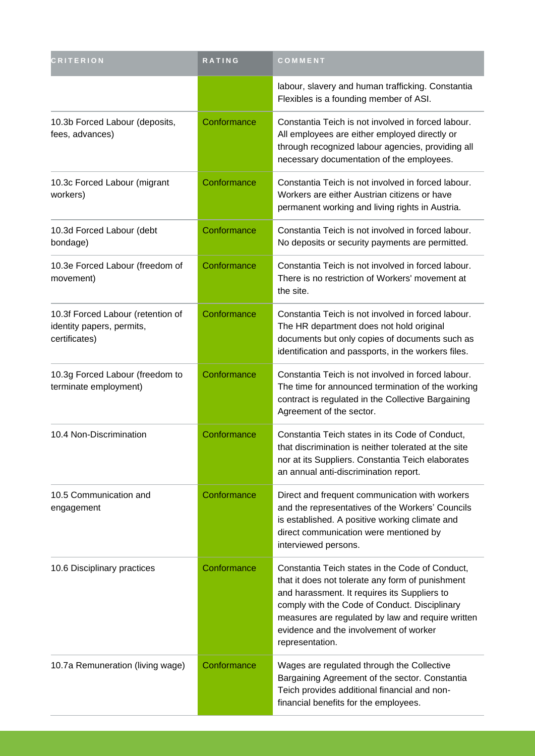| CRITERION | RATING | COMMENT |
| --- | --- | --- |
| | | labour, slavery and human trafficking. Constantia Flexibles is a founding member of ASI. |
| 10.3b Forced Labour (deposits, fees, advances) | Conformance | Constantia Teich is not involved in forced labour. All employees are either employed directly or through recognized labour agencies, providing all necessary documentation of the employees. |
| 10.3c Forced Labour (migrant workers) | Conformance | Constantia Teich is not involved in forced labour. Workers are either Austrian citizens or have permanent working and living rights in Austria. |
| 10.3d Forced Labour (debt bondage) | Conformance | Constantia Teich is not involved in forced labour. No deposits or security payments are permitted. |
| 10.3e Forced Labour (freedom of movement) | Conformance | Constantia Teich is not involved in forced labour. There is no restriction of Workers' movement at the site. |
| 10.3f Forced Labour (retention of identity papers, permits, certificates) | Conformance | Constantia Teich is not involved in forced labour. The HR department does not hold original documents but only copies of documents such as identification and passports, in the workers files. |
| 10.3g Forced Labour (freedom to terminate employment) | Conformance | Constantia Teich is not involved in forced labour. The time for announced termination of the working contract is regulated in the Collective Bargaining Agreement of the sector. |
| 10.4 Non-Discrimination | Conformance | Constantia Teich states in its Code of Conduct, that discrimination is neither tolerated at the site nor at its Suppliers. Constantia Teich elaborates an annual anti-discrimination report. |
| 10.5 Communication and engagement | Conformance | Direct and frequent communication with workers and the representatives of the Workers' Councils is established. A positive working climate and direct communication were mentioned by interviewed persons. |
| 10.6 Disciplinary practices | Conformance | Constantia Teich states in the Code of Conduct, that it does not tolerate any form of punishment and harassment. It requires its Suppliers to comply with the Code of Conduct. Disciplinary measures are regulated by law and require written evidence and the involvement of worker representation. |
| 10.7a Remuneration (living wage) | Conformance | Wages are regulated through the Collective Bargaining Agreement of the sector. Constantia Teich provides additional financial and non-financial benefits for the employees. |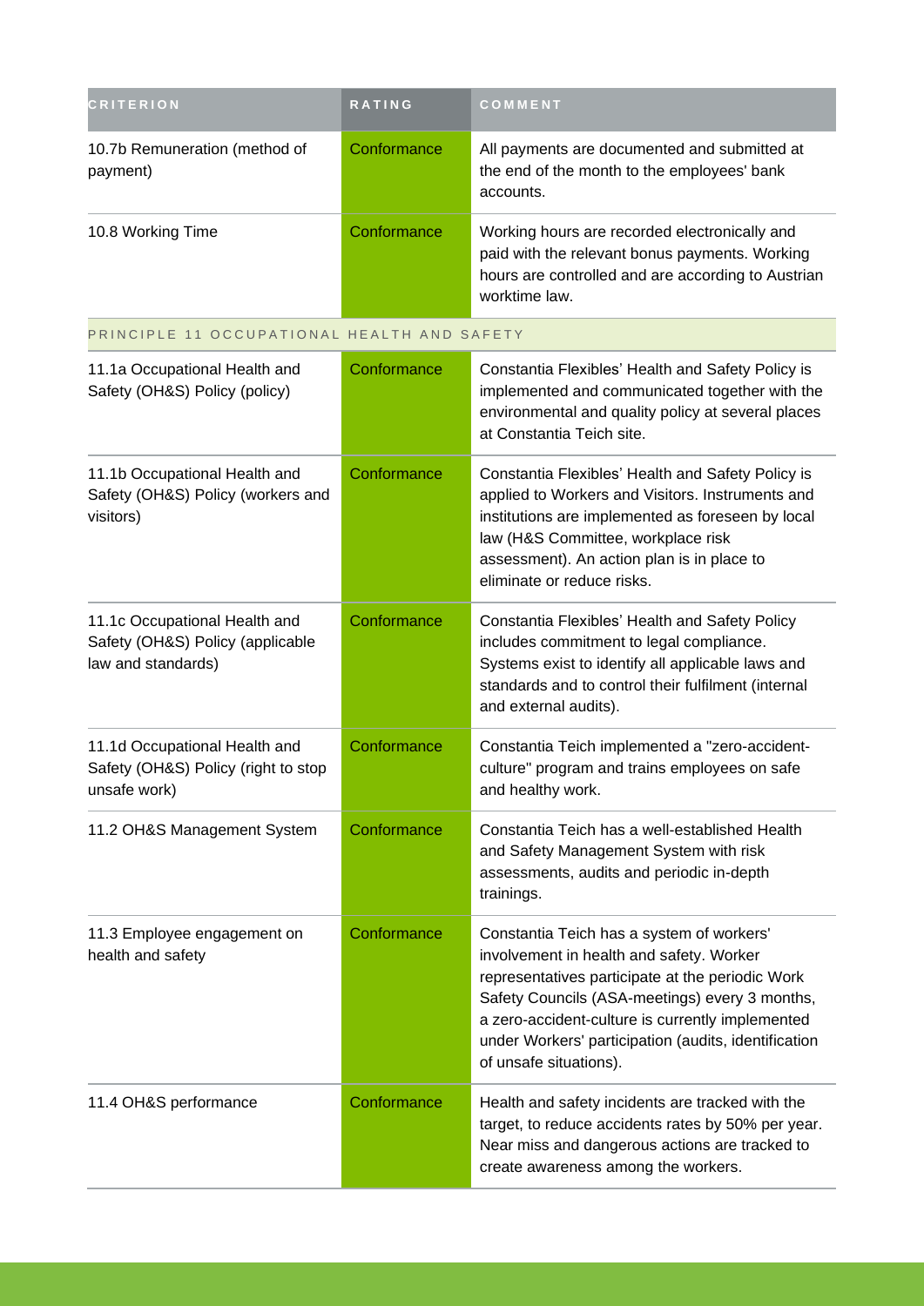| CRITERION | RATING | COMMENT |
| --- | --- | --- |
| 10.7b Remuneration (method of payment) | Conformance | All payments are documented and submitted at the end of the month to the employees' bank accounts. |
| 10.8 Working Time | Conformance | Working hours are recorded electronically and paid with the relevant bonus payments. Working hours are controlled and are according to Austrian worktime law. |
| PRINCIPLE 11 OCCUPATIONAL HEALTH AND SAFETY | | |
| 11.1a Occupational Health and Safety (OH&S) Policy (policy) | Conformance | Constantia Flexibles' Health and Safety Policy is implemented and communicated together with the environmental and quality policy at several places at Constantia Teich site. |
| 11.1b Occupational Health and Safety (OH&S) Policy (workers and visitors) | Conformance | Constantia Flexibles' Health and Safety Policy is applied to Workers and Visitors. Instruments and institutions are implemented as foreseen by local law (H&S Committee, workplace risk assessment). An action plan is in place to eliminate or reduce risks. |
| 11.1c Occupational Health and Safety (OH&S) Policy (applicable law and standards) | Conformance | Constantia Flexibles' Health and Safety Policy includes commitment to legal compliance. Systems exist to identify all applicable laws and standards and to control their fulfilment (internal and external audits). |
| 11.1d Occupational Health and Safety (OH&S) Policy (right to stop unsafe work) | Conformance | Constantia Teich implemented a "zero-accident-culture" program and trains employees on safe and healthy work. |
| 11.2 OH&S Management System | Conformance | Constantia Teich has a well-established Health and Safety Management System with risk assessments, audits and periodic in-depth trainings. |
| 11.3 Employee engagement on health and safety | Conformance | Constantia Teich has a system of workers' involvement in health and safety. Worker representatives participate at the periodic Work Safety Councils (ASA-meetings) every 3 months, a zero-accident-culture is currently implemented under Workers' participation (audits, identification of unsafe situations). |
| 11.4 OH&S performance | Conformance | Health and safety incidents are tracked with the target, to reduce accidents rates by 50% per year. Near miss and dangerous actions are tracked to create awareness among the workers. |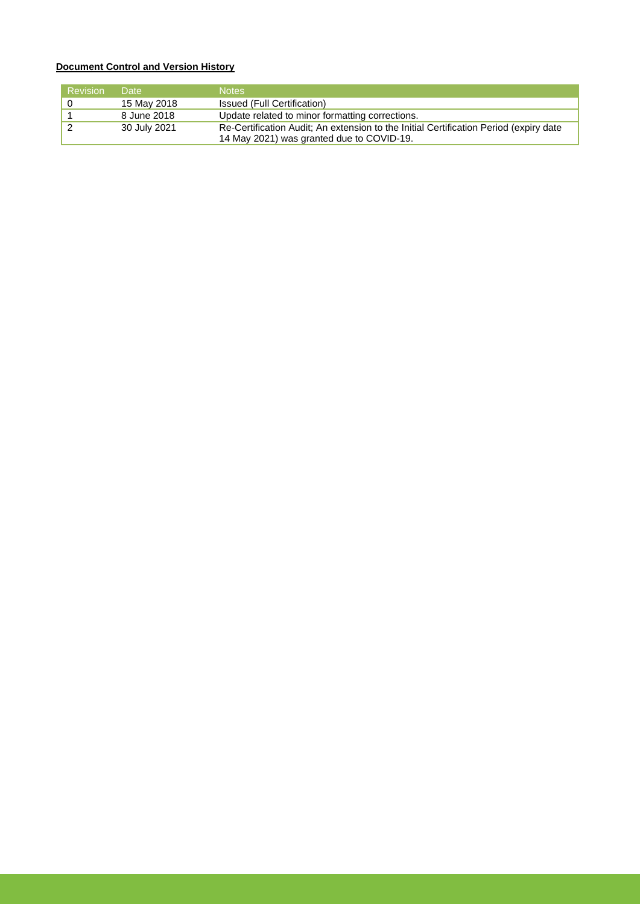**Document Control and Version History**

| Revision | Date | Notes |
|---|---|---|
| 0 | 15 May 2018 | Issued (Full Certification) |
| 1 | 8 June 2018 | Update related to minor formatting corrections. |
| 2 | 30 July 2021 | Re-Certification Audit; An extension to the Initial Certification Period (expiry date 14 May 2021) was granted due to COVID-19. |